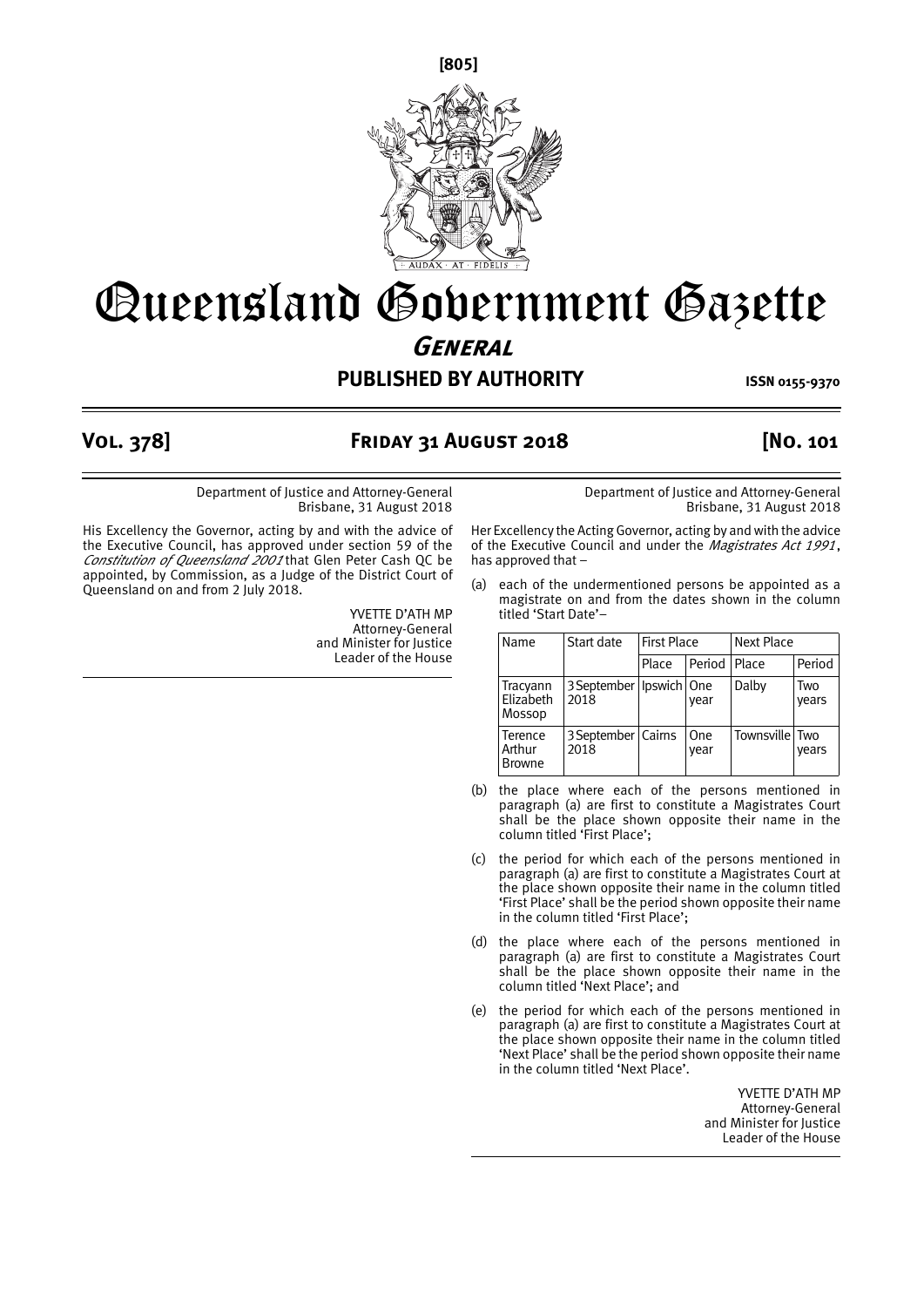# Queensland Government Gazette

## *General*

**PUBLISHED BY AUTHORITY** **ISSN 0155-9370**

**Vol. 378] Friday 31 August 2018 [No. 101**

Department of Justice and Attorney-General
Brisbane, 31 August 2018

His Excellency the Governor, acting by and with the advice of the Executive Council, has approved under section 59 of the *Constitution of Queensland 2001* that Glen Peter Cash QC be appointed, by Commission, as a Judge of the District Court of Queensland on and from 2 July 2018.

YVETTE D'ATH MP
Attorney-General
and Minister for Justice
Leader of the House

---

Department of Justice and Attorney-General
Brisbane, 31 August 2018

Her Excellency the Acting Governor, acting by and with the advice of the Executive Council and under the *Magistrates Act 1991*, has approved that –

(a) each of the undermentioned persons be appointed as a magistrate on and from the dates shown in the column titled 'Start Date'–

| Name | Start date | First Place | | Next Place | |
|---|---|---|---|---|---|
| | | Place | Period | Place | Period |
| Tracyann Elizabeth Mossop | 3 September 2018 | Ipswich | One year | Dalby | Two years |
| Terence Arthur Browne | 3 September 2018 | Cairns | One year | Townsville | Two years |

(b) the place where each of the persons mentioned in paragraph (a) are first to constitute a Magistrates Court shall be the place shown opposite their name in the column titled 'First Place';

(c) the period for which each of the persons mentioned in paragraph (a) are first to constitute a Magistrates Court at the place shown opposite their name in the column titled 'First Place' shall be the period shown opposite their name in the column titled 'First Place';

(d) the place where each of the persons mentioned in paragraph (a) are first to constitute a Magistrates Court shall be the place shown opposite their name in the column titled 'Next Place'; and

(e) the period for which each of the persons mentioned in paragraph (a) are first to constitute a Magistrates Court at the place shown opposite their name in the column titled 'Next Place' shall be the period shown opposite their name in the column titled 'Next Place'.

YVETTE D'ATH MP
Attorney-General
and Minister for Justice
Leader of the House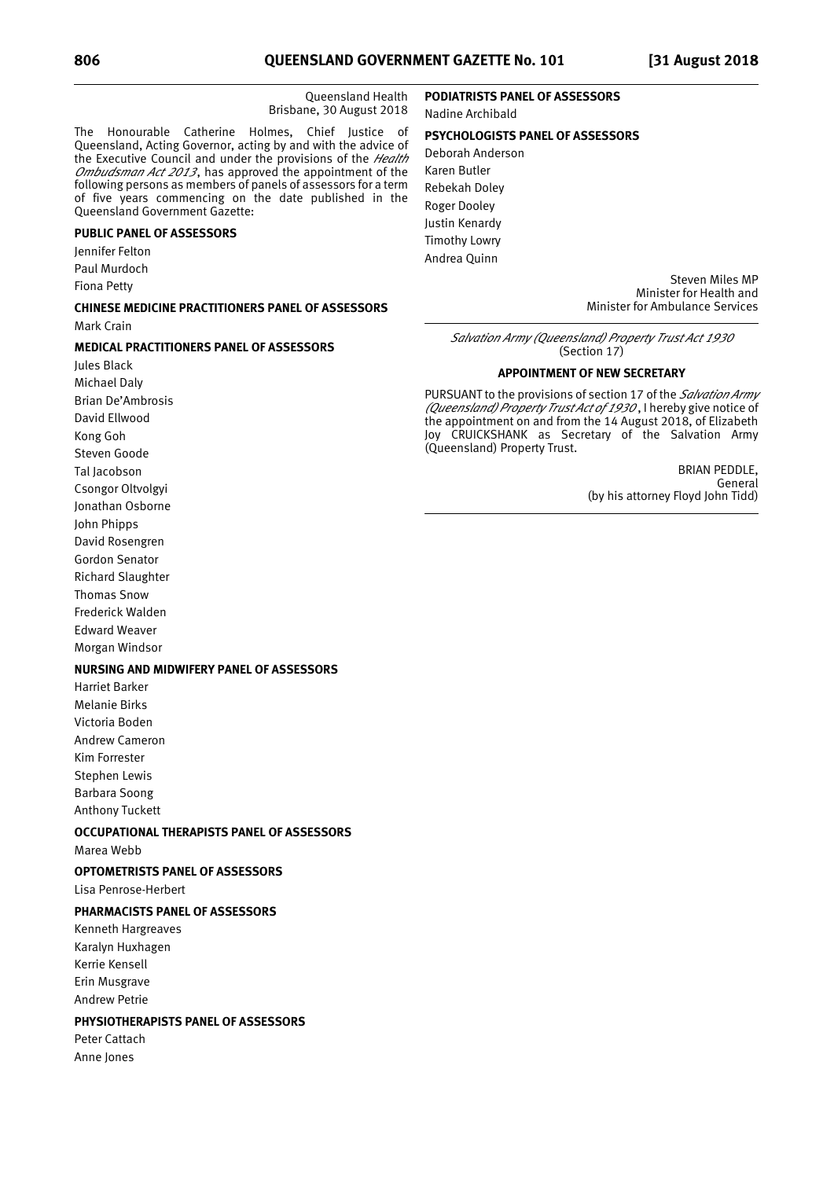Queensland Health
Brisbane, 30 August 2018

The Honourable Catherine Holmes, Chief Justice of Queensland, Acting Governor, acting by and with the advice of the Executive Council and under the provisions of the *Health Ombudsman Act 2013*, has approved the appointment of the following persons as members of panels of assessors for a term of five years commencing on the date published in the Queensland Government Gazette:

**PUBLIC PANEL OF ASSESSORS**

Jennifer Felton
Paul Murdoch
Fiona Petty

**CHINESE MEDICINE PRACTITIONERS PANEL OF ASSESSORS**

Mark Crain

**MEDICAL PRACTITIONERS PANEL OF ASSESSORS**

Jules Black
Michael Daly
Brian De'Ambrosis
David Ellwood
Kong Goh
Steven Goode
Tal Jacobson
Csongor Oltvolgyi
Jonathan Osborne
John Phipps
David Rosengren
Gordon Senator
Richard Slaughter
Thomas Snow
Frederick Walden
Edward Weaver
Morgan Windsor

**NURSING AND MIDWIFERY PANEL OF ASSESSORS**

Harriet Barker
Melanie Birks
Victoria Boden
Andrew Cameron
Kim Forrester
Stephen Lewis
Barbara Soong
Anthony Tuckett

**OCCUPATIONAL THERAPISTS PANEL OF ASSESSORS**

Marea Webb

**OPTOMETRISTS PANEL OF ASSESSORS**

Lisa Penrose-Herbert

**PHARMACISTS PANEL OF ASSESSORS**

Kenneth Hargreaves
Karalyn Huxhagen
Kerrie Kensell
Erin Musgrave
Andrew Petrie

**PHYSIOTHERAPISTS PANEL OF ASSESSORS**

Peter Cattach
Anne Jones

**PODIATRISTS PANEL OF ASSESSORS**

Nadine Archibald

**PSYCHOLOGISTS PANEL OF ASSESSORS**

Deborah Anderson
Karen Butler
Rebekah Doley
Roger Dooley
Justin Kenardy
Timothy Lowry
Andrea Quinn

Steven Miles MP
Minister for Health and
Minister for Ambulance Services

---

*Salvation Army (Queensland) Property Trust Act 1930*
(Section 17)

**APPOINTMENT OF NEW SECRETARY**

PURSUANT to the provisions of section 17 of the *Salvation Army (Queensland) Property Trust Act of 1930*, I hereby give notice of the appointment on and from the 14 August 2018, of Elizabeth Joy CRUICKSHANK as Secretary of the Salvation Army (Queensland) Property Trust.

BRIAN PEDDLE,
General
(by his attorney Floyd John Tidd)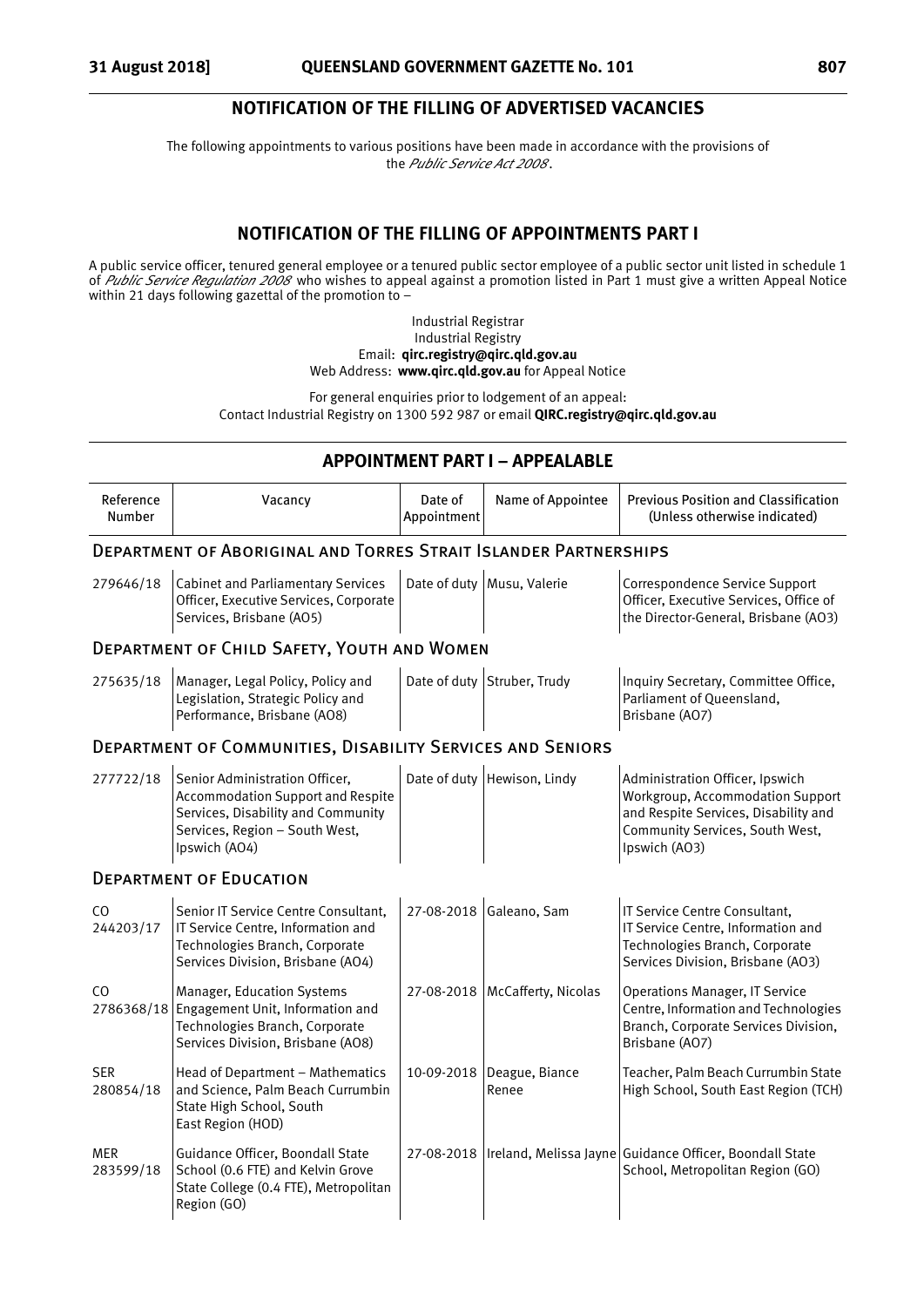## NOTIFICATION OF THE FILLING OF ADVERTISED VACANCIES

The following appointments to various positions have been made in accordance with the provisions of the *Public Service Act 2008*.

## NOTIFICATION OF THE FILLING OF APPOINTMENTS PART I

A public service officer, tenured general employee or a tenured public sector employee of a public sector unit listed in schedule 1 of *Public Service Regulation 2008* who wishes to appeal against a promotion listed in Part 1 must give a written Appeal Notice within 21 days following gazettal of the promotion to –

Industrial Registrar
Industrial Registry
Email: **qirc.registry@qirc.qld.gov.au**
Web Address: **www.qirc.qld.gov.au** for Appeal Notice

For general enquiries prior to lodgement of an appeal:
Contact Industrial Registry on 1300 592 987 or email **QIRC.registry@qirc.qld.gov.au**

## APPOINTMENT PART I – APPEALABLE

| Reference Number | Vacancy | Date of Appointment | Name of Appointee | Previous Position and Classification (Unless otherwise indicated) |
|---|---|---|---|---|
| **DEPARTMENT OF ABORIGINAL AND TORRES STRAIT ISLANDER PARTNERSHIPS** | | | | |
| 279646/18 | Cabinet and Parliamentary Services Officer, Executive Services, Corporate Services, Brisbane (AO5) | Date of duty | Musu, Valerie | Correspondence Service Support Officer, Executive Services, Office of the Director-General, Brisbane (AO3) |
| **DEPARTMENT OF CHILD SAFETY, YOUTH AND WOMEN** | | | | |
| 275635/18 | Manager, Legal Policy, Policy and Legislation, Strategic Policy and Performance, Brisbane (AO8) | Date of duty | Struber, Trudy | Inquiry Secretary, Committee Office, Parliament of Queensland, Brisbane (AO7) |
| **DEPARTMENT OF COMMUNITIES, DISABILITY SERVICES AND SENIORS** | | | | |
| 277722/18 | Senior Administration Officer, Accommodation Support and Respite Services, Disability and Community Services, Region – South West, Ipswich (AO4) | Date of duty | Hewison, Lindy | Administration Officer, Ipswich Workgroup, Accommodation Support and Respite Services, Disability and Community Services, South West, Ipswich (AO3) |
| **DEPARTMENT OF EDUCATION** | | | | |
| CO 244203/17 | Senior IT Service Centre Consultant, IT Service Centre, Information and Technologies Branch, Corporate Services Division, Brisbane (AO4) | 27-08-2018 | Galeano, Sam | IT Service Centre Consultant, IT Service Centre, Information and Technologies Branch, Corporate Services Division, Brisbane (AO3) |
| CO 2786368/18 | Manager, Education Systems Engagement Unit, Information and Technologies Branch, Corporate Services Division, Brisbane (AO8) | 27-08-2018 | McCafferty, Nicolas | Operations Manager, IT Service Centre, Information and Technologies Branch, Corporate Services Division, Brisbane (AO7) |
| SER 280854/18 | Head of Department – Mathematics and Science, Palm Beach Currumbin State High School, South East Region (HOD) | 10-09-2018 | Deague, Biance Renee | Teacher, Palm Beach Currumbin State High School, South East Region (TCH) |
| MER 283599/18 | Guidance Officer, Boondall State School (0.6 FTE) and Kelvin Grove State College (0.4 FTE), Metropolitan Region (GO) | 27-08-2018 | Ireland, Melissa Jayne | Guidance Officer, Boondall State School, Metropolitan Region (GO) |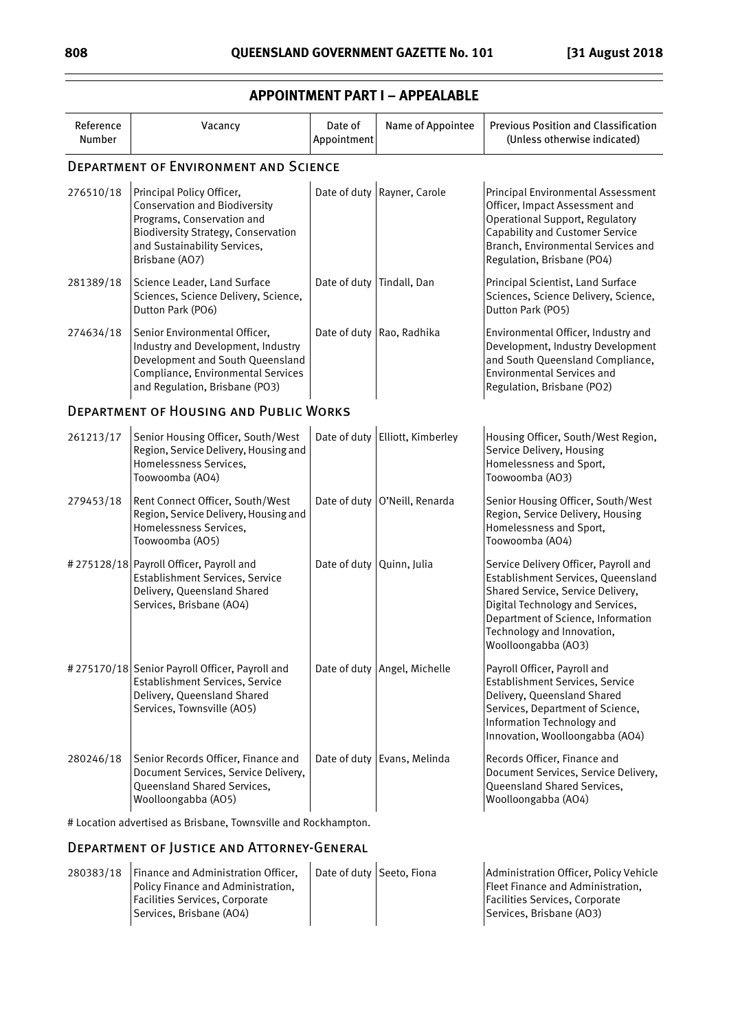## APPOINTMENT PART I – APPEALABLE

| Reference Number | Vacancy | Date of Appointment | Name of Appointee | Previous Position and Classification (Unless otherwise indicated) |
|---|---|---|---|---|
| **DEPARTMENT OF ENVIRONMENT AND SCIENCE** | | | | |
| 276510/18 | Principal Policy Officer, Conservation and Biodiversity Programs, Conservation and Biodiversity Strategy, Conservation and Sustainability Services, Brisbane (AO7) | Date of duty | Rayner, Carole | Principal Environmental Assessment Officer, Impact Assessment and Operational Support, Regulatory Capability and Customer Service Branch, Environmental Services and Regulation, Brisbane (PO4) |
| 281389/18 | Science Leader, Land Surface Sciences, Science Delivery, Science, Dutton Park (PO6) | Date of duty | Tindall, Dan | Principal Scientist, Land Surface Sciences, Science Delivery, Science, Dutton Park (PO5) |
| 274634/18 | Senior Environmental Officer, Industry and Development, Industry Development and South Queensland Compliance, Environmental Services and Regulation, Brisbane (PO3) | Date of duty | Rao, Radhika | Environmental Officer, Industry and Development, Industry Development and South Queensland Compliance, Environmental Services and Regulation, Brisbane (PO2) |
| **DEPARTMENT OF HOUSING AND PUBLIC WORKS** | | | | |
| 261213/17 | Senior Housing Officer, South/West Region, Service Delivery, Housing and Homelessness Services, Toowoomba (AO4) | Date of duty | Elliott, Kimberley | Housing Officer, South/West Region, Service Delivery, Housing Homelessness and Sport, Toowoomba (AO3) |
| 279453/18 | Rent Connect Officer, South/West Region, Service Delivery, Housing and Homelessness Services, Toowoomba (AO5) | Date of duty | O'Neill, Renarda | Senior Housing Officer, South/West Region, Service Delivery, Housing Homelessness and Sport, Toowoomba (AO4) |
| #275128/18 | Payroll Officer, Payroll and Establishment Services, Service Delivery, Queensland Shared Services, Brisbane (AO4) | Date of duty | Quinn, Julia | Service Delivery Officer, Payroll and Establishment Services, Queensland Shared Service, Service Delivery, Digital Technology and Services, Department of Science, Information Technology and Innovation, Woolloongabba (AO3) |
| #275170/18 | Senior Payroll Officer, Payroll and Establishment Services, Service Delivery, Queensland Shared Services, Townsville (AO5) | Date of duty | Angel, Michelle | Payroll Officer, Payroll and Establishment Services, Service Delivery, Queensland Shared Services, Department of Science, Information Technology and Innovation, Woolloongabba (AO4) |
| 280246/18 | Senior Records Officer, Finance and Document Services, Service Delivery, Queensland Shared Services, Woolloongabba (AO5) | Date of duty | Evans, Melinda | Records Officer, Finance and Document Services, Service Delivery, Queensland Shared Services, Woolloongabba (AO4) |

# Location advertised as Brisbane, Townsville and Rockhampton.

| Reference Number | Vacancy | Date of Appointment | Name of Appointee | Previous Position and Classification (Unless otherwise indicated) |
|---|---|---|---|---|
| **DEPARTMENT OF JUSTICE AND ATTORNEY-GENERAL** | | | | |
| 280383/18 | Finance and Administration Officer, Policy Finance and Administration, Facilities Services, Corporate Services, Brisbane (AO4) | Date of duty | Seeto, Fiona | Administration Officer, Policy Vehicle Fleet Finance and Administration, Facilities Services, Corporate Services, Brisbane (AO3) |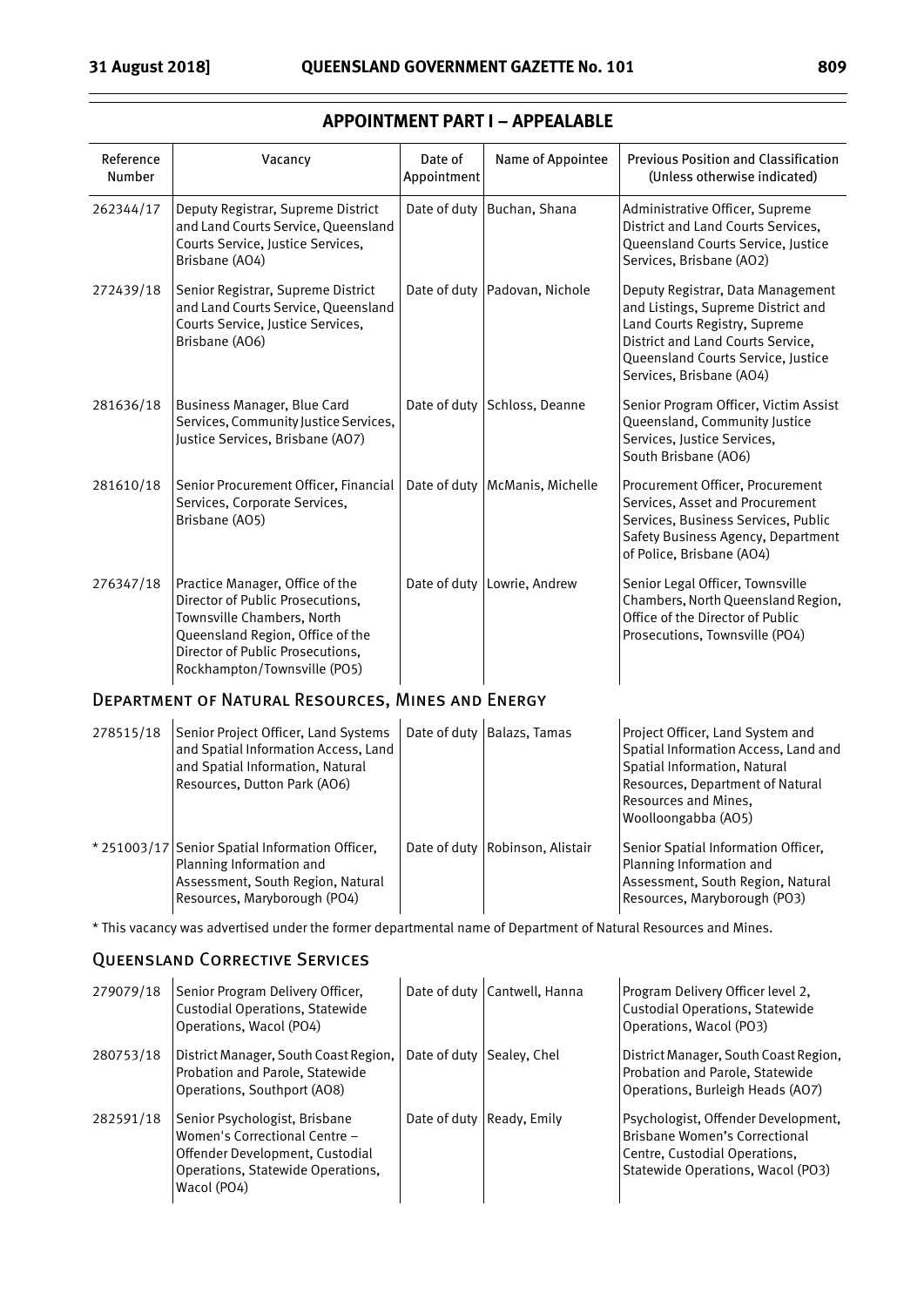## APPOINTMENT PART I – APPEALABLE

| Reference Number | Vacancy | Date of Appointment | Name of Appointee | Previous Position and Classification (Unless otherwise indicated) |
|---|---|---|---|---|
| 262344/17 | Deputy Registrar, Supreme District and Land Courts Service, Queensland Courts Service, Justice Services, Brisbane (AO4) | Date of duty | Buchan, Shana | Administrative Officer, Supreme District and Land Courts Services, Queensland Courts Service, Justice Services, Brisbane (AO2) |
| 272439/18 | Senior Registrar, Supreme District and Land Courts Service, Queensland Courts Service, Justice Services, Brisbane (AO6) | Date of duty | Padovan, Nichole | Deputy Registrar, Data Management and Listings, Supreme District and Land Courts Registry, Supreme District and Land Courts Service, Queensland Courts Service, Justice Services, Brisbane (AO4) |
| 281636/18 | Business Manager, Blue Card Services, Community Justice Services, Justice Services, Brisbane (AO7) | Date of duty | Schloss, Deanne | Senior Program Officer, Victim Assist Queensland, Community Justice Services, Justice Services, South Brisbane (AO6) |
| 281610/18 | Senior Procurement Officer, Financial Services, Corporate Services, Brisbane (AO5) | Date of duty | McManis, Michelle | Procurement Officer, Procurement Services, Asset and Procurement Services, Business Services, Public Safety Business Agency, Department of Police, Brisbane (AO4) |
| 276347/18 | Practice Manager, Office of the Director of Public Prosecutions, Townsville Chambers, North Queensland Region, Office of the Director of Public Prosecutions, Rockhampton/Townsville (PO5) | Date of duty | Lowrie, Andrew | Senior Legal Officer, Townsville Chambers, North Queensland Region, Office of the Director of Public Prosecutions, Townsville (PO4) |

### Department of Natural Resources, Mines and Energy

| Reference Number | Vacancy | Date of Appointment | Name of Appointee | Previous Position and Classification (Unless otherwise indicated) |
|---|---|---|---|---|
| 278515/18 | Senior Project Officer, Land Systems and Spatial Information Access, Land and Spatial Information, Natural Resources, Dutton Park (AO6) | Date of duty | Balazs, Tamas | Project Officer, Land System and Spatial Information Access, Land and Spatial Information, Natural Resources, Department of Natural Resources and Mines, Woolloongabba (AO5) |
| * 251003/17 | Senior Spatial Information Officer, Planning Information and Assessment, South Region, Natural Resources, Maryborough (PO4) | Date of duty | Robinson, Alistair | Senior Spatial Information Officer, Planning Information and Assessment, South Region, Natural Resources, Maryborough (PO3) |

* This vacancy was advertised under the former departmental name of Department of Natural Resources and Mines.

### Queensland Corrective Services

| Reference Number | Vacancy | Date of Appointment | Name of Appointee | Previous Position and Classification (Unless otherwise indicated) |
|---|---|---|---|---|
| 279079/18 | Senior Program Delivery Officer, Custodial Operations, Statewide Operations, Wacol (PO4) | Date of duty | Cantwell, Hanna | Program Delivery Officer level 2, Custodial Operations, Statewide Operations, Wacol (PO3) |
| 280753/18 | District Manager, South Coast Region, Probation and Parole, Statewide Operations, Southport (AO8) | Date of duty | Sealey, Chel | District Manager, South Coast Region, Probation and Parole, Statewide Operations, Burleigh Heads (AO7) |
| 282591/18 | Senior Psychologist, Brisbane Women's Correctional Centre – Offender Development, Custodial Operations, Statewide Operations, Wacol (PO4) | Date of duty | Ready, Emily | Psychologist, Offender Development, Brisbane Women's Correctional Centre, Custodial Operations, Statewide Operations, Wacol (PO3) |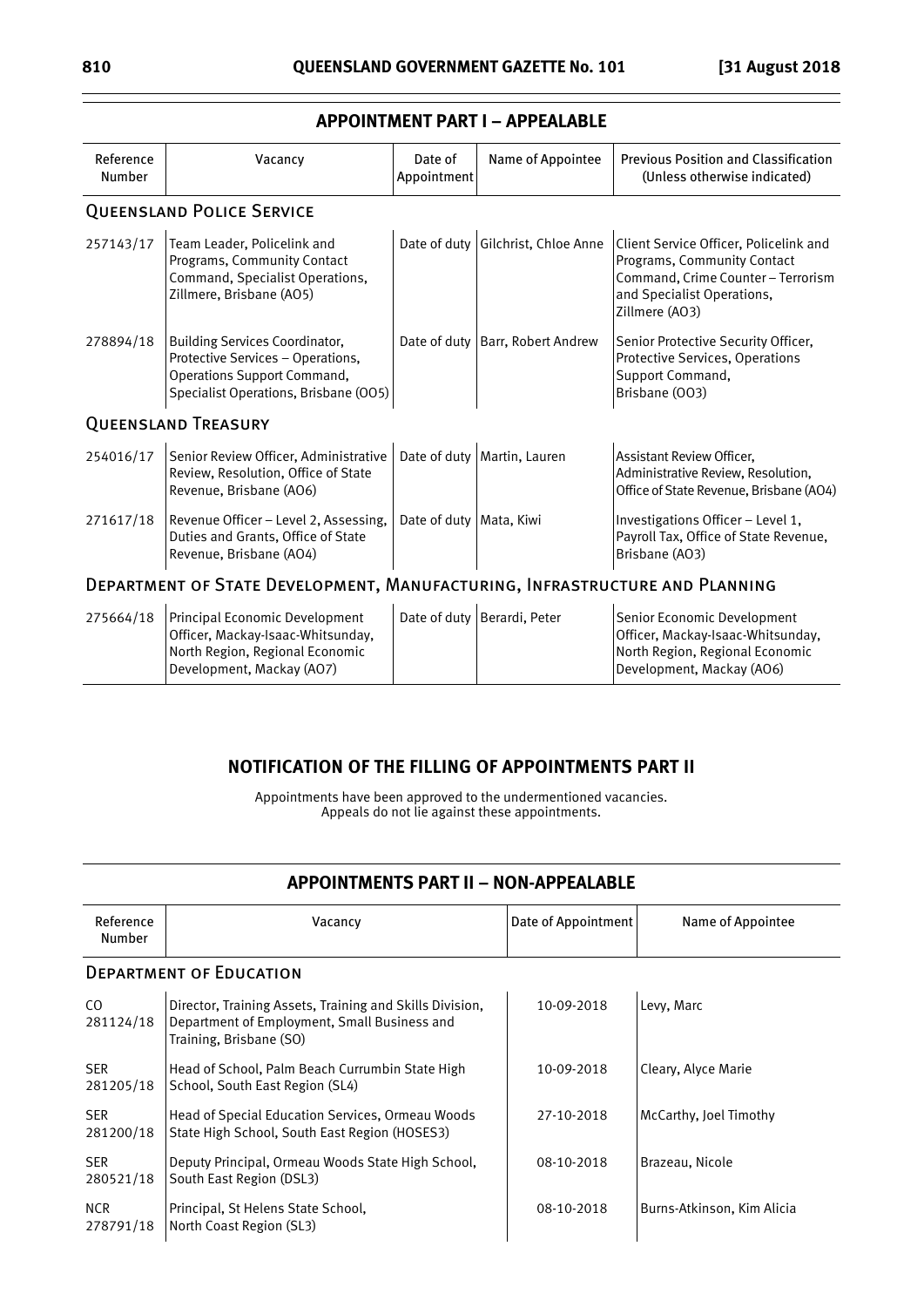## APPOINTMENT PART I – APPEALABLE

| Reference Number | Vacancy | Date of Appointment | Name of Appointee | Previous Position and Classification (Unless otherwise indicated) |
|---|---|---|---|---|
| **QUEENSLAND POLICE SERVICE** | | | | |
| 257143/17 | Team Leader, Policelink and Programs, Community Contact Command, Specialist Operations, Zillmere, Brisbane (AO5) | Date of duty | Gilchrist, Chloe Anne | Client Service Officer, Policelink and Programs, Community Contact Command, Crime Counter – Terrorism and Specialist Operations, Zillmere (AO3) |
| 278894/18 | Building Services Coordinator, Protective Services – Operations, Operations Support Command, Specialist Operations, Brisbane (OO5) | Date of duty | Barr, Robert Andrew | Senior Protective Security Officer, Protective Services, Operations Support Command, Brisbane (OO3) |
| **QUEENSLAND TREASURY** | | | | |
| 254016/17 | Senior Review Officer, Administrative Review, Resolution, Office of State Revenue, Brisbane (AO6) | Date of duty | Martin, Lauren | Assistant Review Officer, Administrative Review, Resolution, Office of State Revenue, Brisbane (AO4) |
| 271617/18 | Revenue Officer – Level 2, Assessing, Duties and Grants, Office of State Revenue, Brisbane (AO4) | Date of duty | Mata, Kiwi | Investigations Officer – Level 1, Payroll Tax, Office of State Revenue, Brisbane (AO3) |
| **DEPARTMENT OF STATE DEVELOPMENT, MANUFACTURING, INFRASTRUCTURE AND PLANNING** | | | | |
| 275664/18 | Principal Economic Development Officer, Mackay-Isaac-Whitsunday, North Region, Regional Economic Development, Mackay (AO7) | Date of duty | Berardi, Peter | Senior Economic Development Officer, Mackay-Isaac-Whitsunday, North Region, Regional Economic Development, Mackay (AO6) |

## NOTIFICATION OF THE FILLING OF APPOINTMENTS PART II

Appointments have been approved to the undermentioned vacancies.
Appeals do not lie against these appointments.

## APPOINTMENTS PART II – NON-APPEALABLE

| Reference Number | Vacancy | Date of Appointment | Name of Appointee |
|---|---|---|---|
| **DEPARTMENT OF EDUCATION** | | | |
| CO 281124/18 | Director, Training Assets, Training and Skills Division, Department of Employment, Small Business and Training, Brisbane (SO) | 10-09-2018 | Levy, Marc |
| SER 281205/18 | Head of School, Palm Beach Currumbin State High School, South East Region (SL4) | 10-09-2018 | Cleary, Alyce Marie |
| SER 281200/18 | Head of Special Education Services, Ormeau Woods State High School, South East Region (HOSES3) | 27-10-2018 | McCarthy, Joel Timothy |
| SER 280521/18 | Deputy Principal, Ormeau Woods State High School, South East Region (DSL3) | 08-10-2018 | Brazeau, Nicole |
| NCR 278791/18 | Principal, St Helens State School, North Coast Region (SL3) | 08-10-2018 | Burns-Atkinson, Kim Alicia |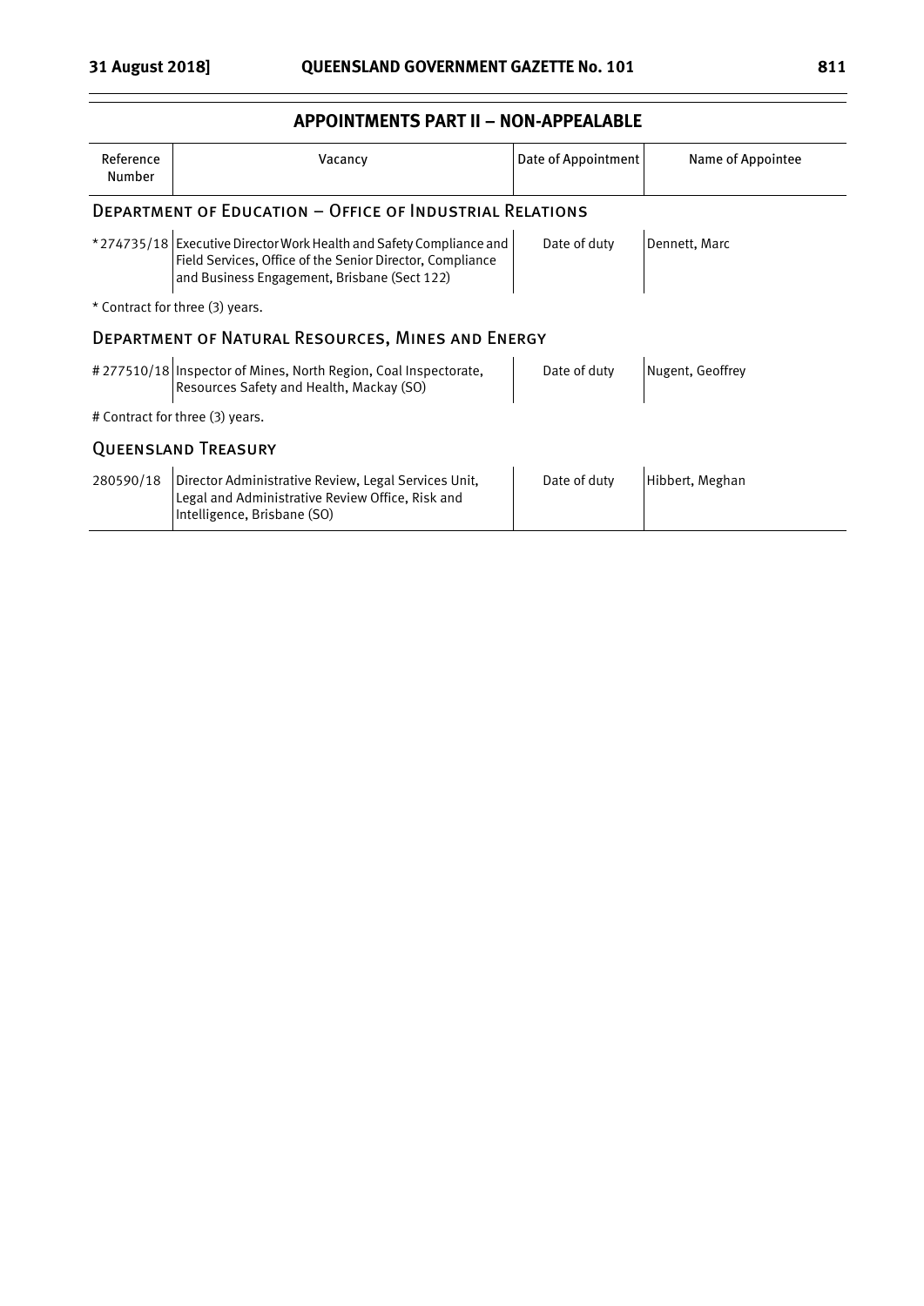## APPOINTMENTS PART II – NON-APPEALABLE

| Reference Number | Vacancy | Date of Appointment | Name of Appointee |
|---|---|---|---|
| **DEPARTMENT OF EDUCATION – OFFICE OF INDUSTRIAL RELATIONS** | | | |
| *274735/18 | Executive Director Work Health and Safety Compliance and Field Services, Office of the Senior Director, Compliance and Business Engagement, Brisbane (Sect 122) | Date of duty | Dennett, Marc |
| * Contract for three (3) years. | | | |
| **DEPARTMENT OF NATURAL RESOURCES, MINES AND ENERGY** | | | |
| #277510/18 | Inspector of Mines, North Region, Coal Inspectorate, Resources Safety and Health, Mackay (SO) | Date of duty | Nugent, Geoffrey |
| # Contract for three (3) years. | | | |
| **QUEENSLAND TREASURY** | | | |
| 280590/18 | Director Administrative Review, Legal Services Unit, Legal and Administrative Review Office, Risk and Intelligence, Brisbane (SO) | Date of duty | Hibbert, Meghan |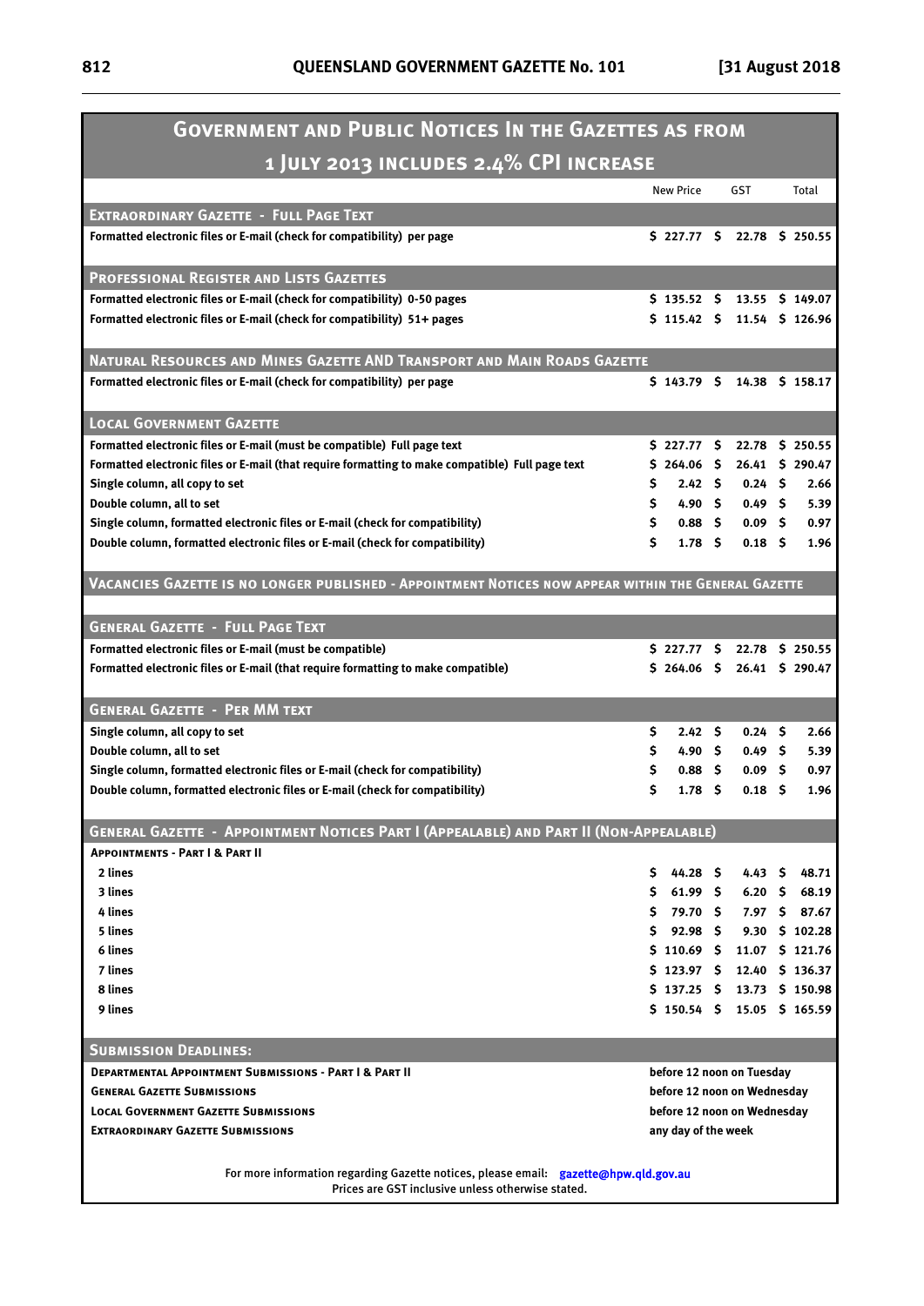# Government and Public Notices In the Gazettes as from 1 July 2013 includes 2.4% CPI increase

| | New Price | GST | Total |
|---|---|---|---|
| **Extraordinary Gazette - Full Page Text** | | | |
| Formatted electronic files or E-mail (check for compatibility) per page | $ 227.77 | $ 22.78 | $ 250.55 |
| **Professional Register and Lists Gazettes** | | | |
| Formatted electronic files or E-mail (check for compatibility) 0-50 pages | $ 135.52 | $ 13.55 | $ 149.07 |
| Formatted electronic files or E-mail (check for compatibility) 51+ pages | $ 115.42 | $ 11.54 | $ 126.96 |
| **Natural Resources and Mines Gazette AND Transport and Main Roads Gazette** | | | |
| Formatted electronic files or E-mail (check for compatibility) per page | $ 143.79 | $ 14.38 | $ 158.17 |
| **Local Government Gazette** | | | |
| Formatted electronic files or E-mail (must be compatible) Full page text | $ 227.77 | $ 22.78 | $ 250.55 |
| Formatted electronic files or E-mail (that require formatting to make compatible) Full page text | $ 264.06 | $ 26.41 | $ 290.47 |
| Single column, all copy to set | $ 2.42 | $ 0.24 | $ 2.66 |
| Double column, all to set | $ 4.90 | $ 0.49 | $ 5.39 |
| Single column, formatted electronic files or E-mail (check for compatibility) | $ 0.88 | $ 0.09 | $ 0.97 |
| Double column, formatted electronic files or E-mail (check for compatibility) | $ 1.78 | $ 0.18 | $ 1.96 |
| **Vacancies Gazette is no longer published - Appointment Notices now appear within the General Gazette** | | | |
| **General Gazette - Full Page Text** | | | |
| Formatted electronic files or E-mail (must be compatible) | $ 227.77 | $ 22.78 | $ 250.55 |
| Formatted electronic files or E-mail (that require formatting to make compatible) | $ 264.06 | $ 26.41 | $ 290.47 |
| **General Gazette - Per MM text** | | | |
| Single column, all copy to set | $ 2.42 | $ 0.24 | $ 2.66 |
| Double column, all to set | $ 4.90 | $ 0.49 | $ 5.39 |
| Single column, formatted electronic files or E-mail (check for compatibility) | $ 0.88 | $ 0.09 | $ 0.97 |
| Double column, formatted electronic files or E-mail (check for compatibility) | $ 1.78 | $ 0.18 | $ 1.96 |
| **General Gazette - Appointment Notices Part I (Appealable) and Part II (Non-Appealable)** | | | |
| **Appointments - Part I & Part II** | | | |
| 2 lines | $ 44.28 | $ 4.43 | $ 48.71 |
| 3 lines | $ 61.99 | $ 6.20 | $ 68.19 |
| 4 lines | $ 79.70 | $ 7.97 | $ 87.67 |
| 5 lines | $ 92.98 | $ 9.30 | $ 102.28 |
| 6 lines | $ 110.69 | $ 11.07 | $ 121.76 |
| 7 lines | $ 123.97 | $ 12.40 | $ 136.37 |
| 8 lines | $ 137.25 | $ 13.73 | $ 150.98 |
| 9 lines | $ 150.54 | $ 15.05 | $ 165.59 |

## Submission Deadlines:

| | |
|---|---|
| **Departmental Appointment Submissions - Part I & Part II** | before 12 noon on Tuesday |
| **General Gazette Submissions** | before 12 noon on Wednesday |
| **Local Government Gazette Submissions** | before 12 noon on Wednesday |
| **Extraordinary Gazette Submissions** | any day of the week |

For more information regarding Gazette notices, please email: gazette@hpw.qld.gov.au
Prices are GST inclusive unless otherwise stated.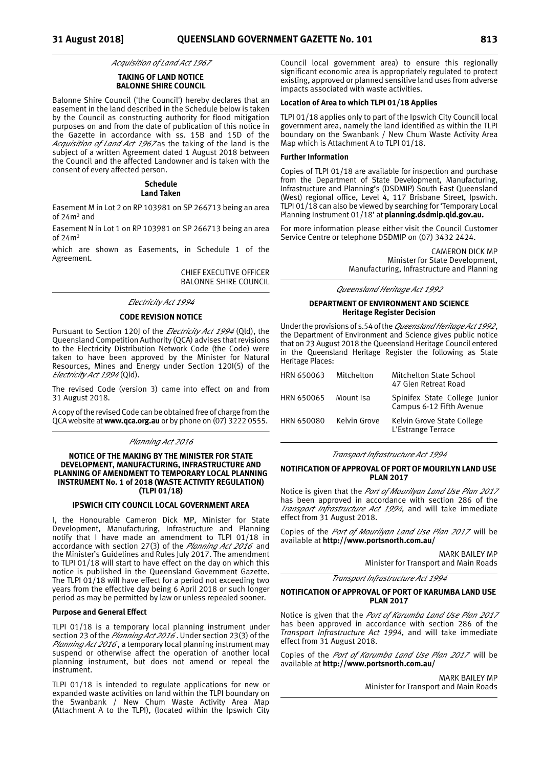*Acquisition of Land Act 1967*

**TAKING OF LAND NOTICE**
**BALONNE SHIRE COUNCIL**

Balonne Shire Council ('the Council') hereby declares that an easement in the land described in the Schedule below is taken by the Council as constructing authority for flood mitigation purposes on and from the date of publication of this notice in the Gazette in accordance with ss. 15B and 15D of the *Acquisition of Land Act 1967* as the taking of the land is the subject of a written Agreement dated 1 August 2018 between the Council and the affected Landowner and is taken with the consent of every affected person.

**Schedule**
**Land Taken**

Easement M in Lot 2 on RP 103981 on SP 266713 being an area of $24m^2$ and

Easement N in Lot 1 on RP 103981 on SP 266713 being an area of $24m^2$

which are shown as Easements, in Schedule 1 of the Agreement.

CHIEF EXECUTIVE OFFICER
BALONNE SHIRE COUNCIL

---

*Electricity Act 1994*

**CODE REVISION NOTICE**

Pursuant to Section 120J of the *Electricity Act 1994* (Qld), the Queensland Competition Authority (QCA) advises that revisions to the Electricity Distribution Network Code (the Code) were taken to have been approved by the Minister for Natural Resources, Mines and Energy under Section 120I(5) of the *Electricity Act 1994* (Qld).

The revised Code (version 3) came into effect on and from 31 August 2018.

A copy of the revised Code can be obtained free of charge from the QCA website at **www.qca.org.au** or by phone on (07) 3222 0555.

---

*Planning Act 2016*

**NOTICE OF THE MAKING BY THE MINISTER FOR STATE DEVELOPMENT, MANUFACTURING, INFRASTRUCTURE AND PLANNING OF AMENDMENT TO TEMPORARY LOCAL PLANNING INSTRUMENT No. 1 of 2018 (WASTE ACTIVITY REGULATION) (TLPI 01/18)**

**IPSWICH CITY COUNCIL LOCAL GOVERNMENT AREA**

I, the Honourable Cameron Dick MP, Minister for State Development, Manufacturing, Infrastructure and Planning notify that I have made an amendment to TLPI 01/18 in accordance with section 27(3) of the *Planning Act 2016* and the Minister's Guidelines and Rules July 2017. The amendment to TLPI 01/18 will start to have effect on the day on which this notice is published in the Queensland Government Gazette. The TLPI 01/18 will have effect for a period not exceeding two years from the effective day being 6 April 2018 or such longer period as may be permitted by law or unless repealed sooner.

**Purpose and General Effect**

TLPI 01/18 is a temporary local planning instrument under section 23 of the *Planning Act 2016*. Under section 23(3) of the *Planning Act 2016*, a temporary local planning instrument may suspend or otherwise affect the operation of another local planning instrument, but does not amend or repeal the instrument.

TLPI 01/18 is intended to regulate applications for new or expanded waste activities on land within the TLPI boundary on the Swanbank / New Chum Waste Activity Area Map (Attachment A to the TLPI), (located within the Ipswich City Council local government area) to ensure this regionally significant economic area is appropriately regulated to protect existing, approved or planned sensitive land uses from adverse impacts associated with waste activities.

**Location of Area to which TLPI 01/18 Applies**

TLPI 01/18 applies only to part of the Ipswich City Council local government area, namely the land identified as within the TLPI boundary on the Swanbank / New Chum Waste Activity Area Map which is Attachment A to TLPI 01/18.

**Further Information**

Copies of TLPI 01/18 are available for inspection and purchase from the Department of State Development, Manufacturing, Infrastructure and Planning's (DSDMIP) South East Queensland (West) regional office, Level 4, 117 Brisbane Street, Ipswich. TLPI 01/18 can also be viewed by searching for 'Temporary Local Planning Instrument 01/18' at **planning.dsdmip.qld.gov.au.**

For more information please either visit the Council Customer Service Centre or telephone DSDMIP on (07) 3432 2424.

CAMERON DICK MP
Minister for State Development,
Manufacturing, Infrastructure and Planning

---

*Queensland Heritage Act 1992*

**DEPARTMENT OF ENVIRONMENT AND SCIENCE**
**Heritage Register Decision**

Under the provisions of s.54 of the *Queensland Heritage Act 1992*, the Department of Environment and Science gives public notice that on 23 August 2018 the Queensland Heritage Council entered in the Queensland Heritage Register the following as State Heritage Places:

| | | |
|---|---|---|
| HRN 650063 | Mitchelton | Mitchelton State School 47 Glen Retreat Road |
| HRN 650065 | Mount Isa | Spinifex State College Junior Campus 6-12 Fifth Avenue |
| HRN 650080 | Kelvin Grove | Kelvin Grove State College L'Estrange Terrace |

---

*Transport Infrastructure Act 1994*

**NOTIFICATION OF APPROVAL OF PORT OF MOURILYN LAND USE PLAN 2017**

Notice is given that the *Port of Mourilyan Land Use Plan 2017* has been approved in accordance with section 286 of the *Transport Infrastructure Act 1994,* and will take immediate effect from 31 August 2018.

Copies of the *Port of Mourilyan Land Use Plan 2017* will be available at **http://www.portsnorth.com.au/**

MARK BAILEY MP
Minister for Transport and Main Roads

---

*Transport Infrastructure Act 1994*

**NOTIFICATION OF APPROVAL OF PORT OF KARUMBA LAND USE PLAN 2017**

Notice is given that the *Port of Karumba Land Use Plan 2017* has been approved in accordance with section 286 of the *Transport Infrastructure Act 1994*, and will take immediate effect from 31 August 2018.

Copies of the *Port of Karumba Land Use Plan 2017* will be available at **http://www.portsnorth.com.au/**

MARK BAILEY MP
Minister for Transport and Main Roads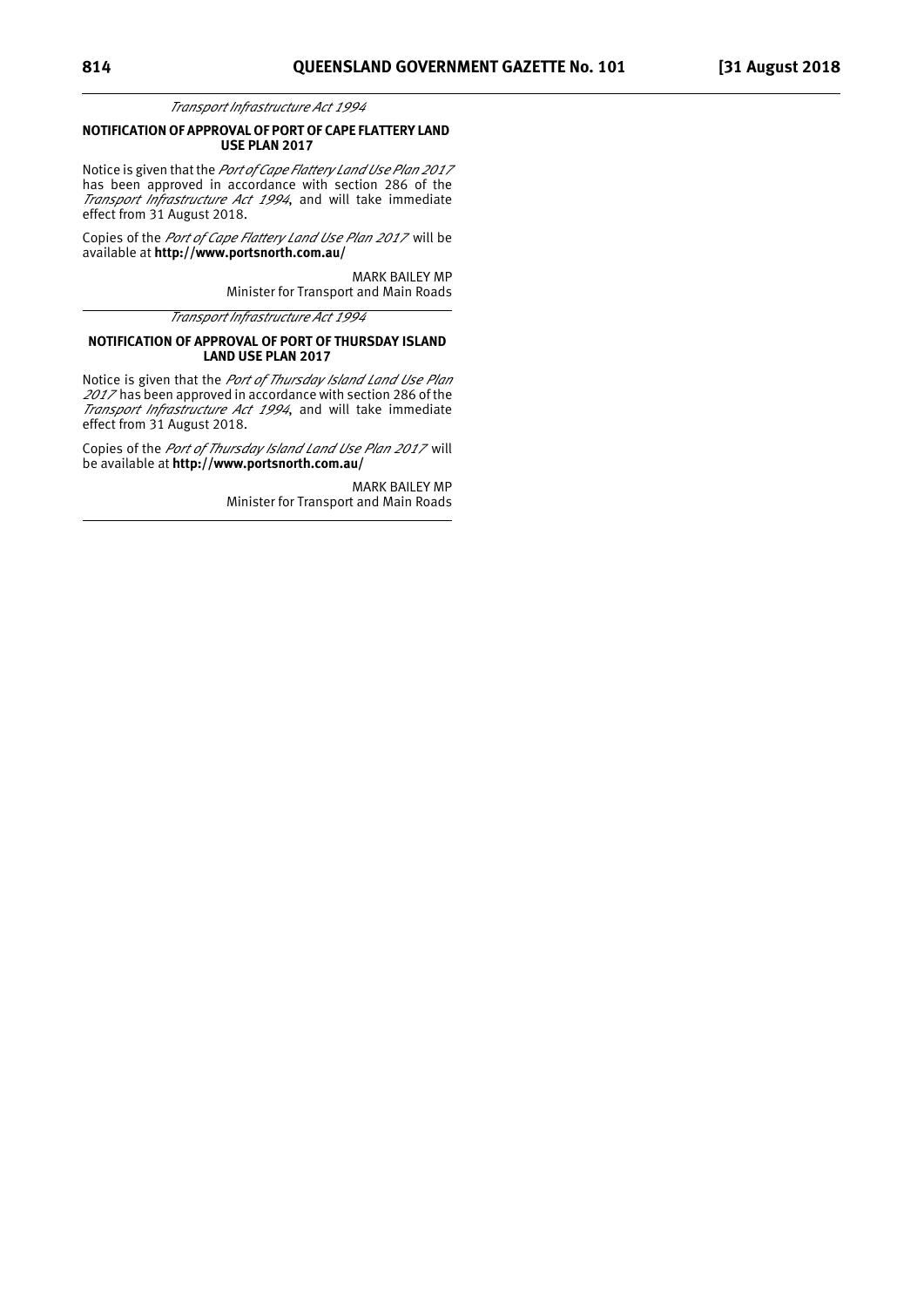*Transport Infrastructure Act 1994*

**NOTIFICATION OF APPROVAL OF PORT OF CAPE FLATTERY LAND USE PLAN 2017**

Notice is given that the *Port of Cape Flattery Land Use Plan 2017* has been approved in accordance with section 286 of the *Transport Infrastructure Act 1994*, and will take immediate effect from 31 August 2018.

Copies of the *Port of Cape Flattery Land Use Plan 2017* will be available at **http://www.portsnorth.com.au/**

MARK BAILEY MP
Minister for Transport and Main Roads

---

*Transport Infrastructure Act 1994*

**NOTIFICATION OF APPROVAL OF PORT OF THURSDAY ISLAND LAND USE PLAN 2017**

Notice is given that the *Port of Thursday Island Land Use Plan 2017* has been approved in accordance with section 286 of the *Transport Infrastructure Act 1994*, and will take immediate effect from 31 August 2018.

Copies of the *Port of Thursday Island Land Use Plan 2017* will be available at **http://www.portsnorth.com.au/**

MARK BAILEY MP
Minister for Transport and Main Roads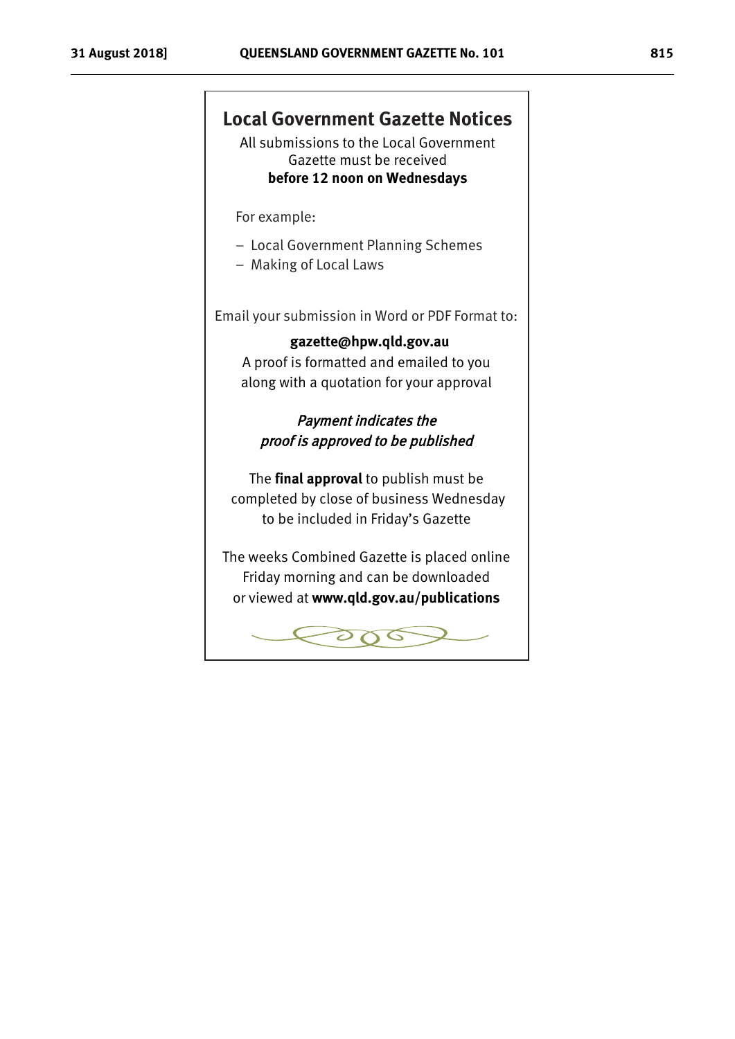## Local Government Gazette Notices

All submissions to the Local Government Gazette must be received **before 12 noon on Wednesdays**

For example:

- Local Government Planning Schemes
- Making of Local Laws

Email your submission in Word or PDF Format to:

**gazette@hpw.qld.gov.au**

A proof is formatted and emailed to you along with a quotation for your approval

*Payment indicates the proof is approved to be published*

The **final approval** to publish must be completed by close of business Wednesday to be included in Friday's Gazette

The weeks Combined Gazette is placed online Friday morning and can be downloaded or viewed at **www.qld.gov.au/publications**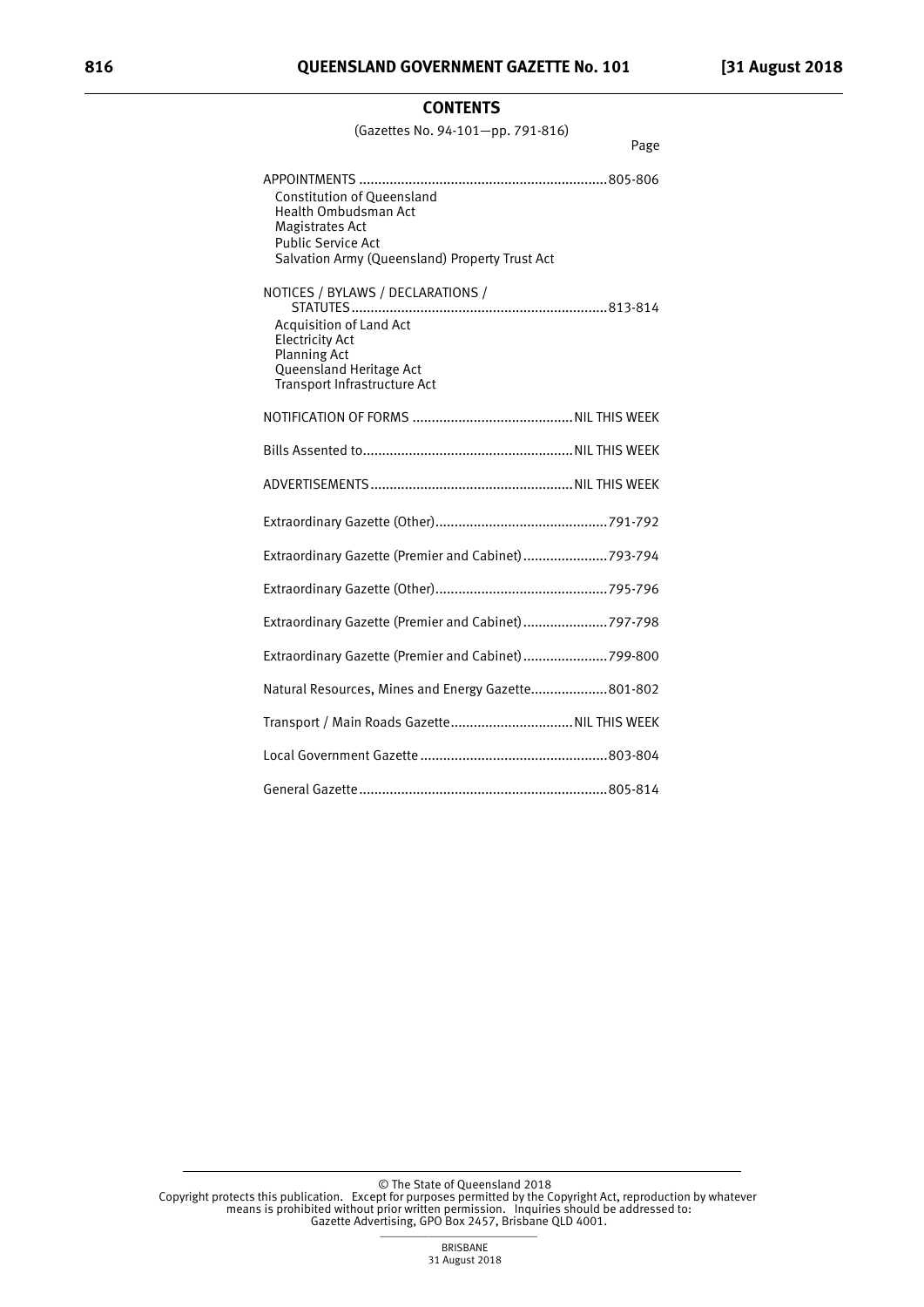## CONTENTS

(Gazettes No. 94-101—pp. 791-816)

| | Page |
|---|---|
| APPOINTMENTS | 805-806 |
| Constitution of Queensland<br>Health Ombudsman Act<br>Magistrates Act<br>Public Service Act<br>Salvation Army (Queensland) Property Trust Act | |
| NOTICES / BYLAWS / DECLARATIONS / STATUTES | 813-814 |
| Acquisition of Land Act<br>Electricity Act<br>Planning Act<br>Queensland Heritage Act<br>Transport Infrastructure Act | |
| NOTIFICATION OF FORMS | NIL THIS WEEK |
| Bills Assented to | NIL THIS WEEK |
| ADVERTISEMENTS | NIL THIS WEEK |
| Extraordinary Gazette (Other) | 791-792 |
| Extraordinary Gazette (Premier and Cabinet) | 793-794 |
| Extraordinary Gazette (Other) | 795-796 |
| Extraordinary Gazette (Premier and Cabinet) | 797-798 |
| Extraordinary Gazette (Premier and Cabinet) | 799-800 |
| Natural Resources, Mines and Energy Gazette | 801-802 |
| Transport / Main Roads Gazette | NIL THIS WEEK |
| Local Government Gazette | 803-804 |
| General Gazette | 805-814 |

© The State of Queensland 2018

Copyright protects this publication. Except for purposes permitted by the Copyright Act, reproduction by whatever means is prohibited without prior written permission. Inquiries should be addressed to: Gazette Advertising, GPO Box 2457, Brisbane QLD 4001.

BRISBANE
31 August 2018